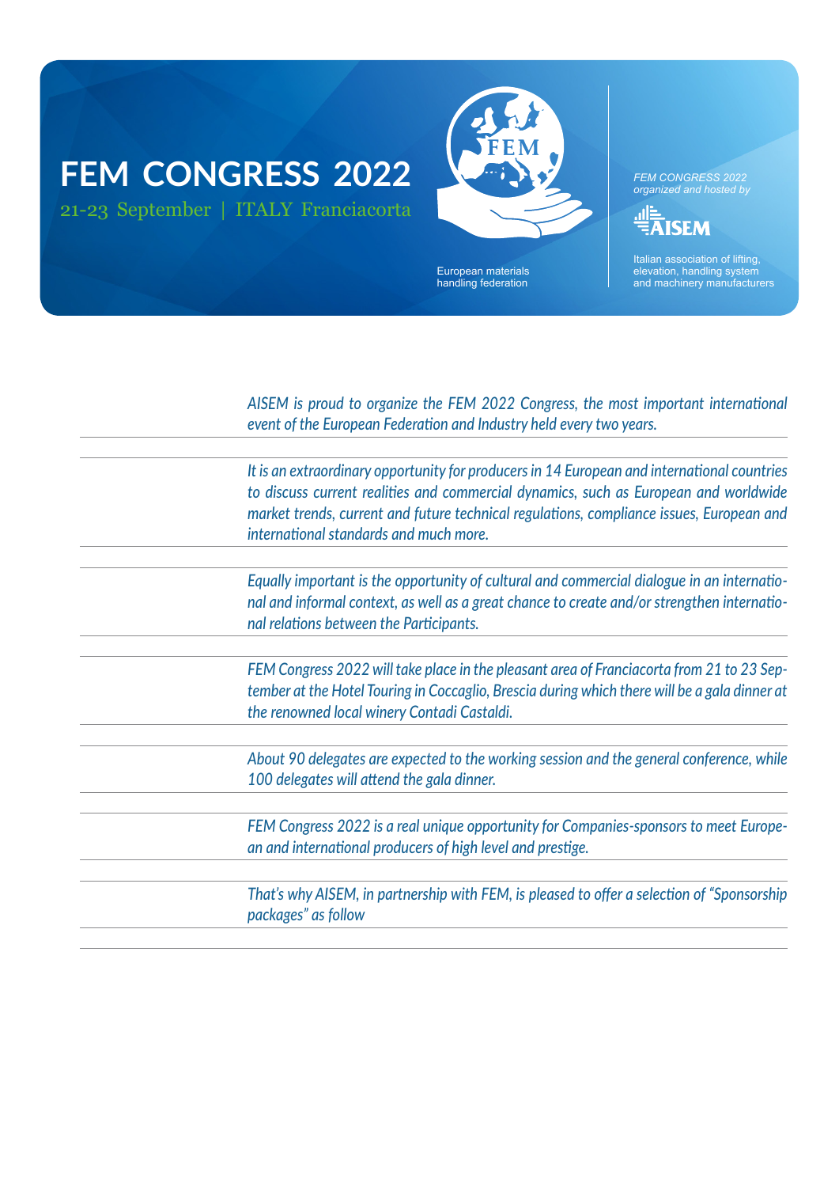# FEM CONGRESS 2022

21-23 September | ITALY Franciacorta

FEM

European materials handling federation

*FEM CONGRESS 2022 organized and hosted by*

AISEM

Italian association of lifting, elevation, handling system and machinery manufacturers

*AISEM is proud to organize the FEM 2022 Congress, the most important international event of the European Federation and Industry held every two years.*

*It is an extraordinary opportunity for producers in 14 European and international countries to discuss current realities and commercial dynamics, such as European and worldwide market trends, current and future technical regulations, compliance issues, European and international standards and much more.*

*Equally important is the opportunity of cultural and commercial dialogue in an international and informal context, as well as a great chance to create and/or strengthen international relations between the Participants.*

*FEM Congress 2022 will take place in the pleasant area of Franciacorta from 21 to 23 September at the Hotel Touring in Coccaglio, Brescia during which there will be a gala dinner at the renowned local winery Contadi Castaldi.*

*About 90 delegates are expected to the working session and the general conference, while 100 delegates will attend the gala dinner.*

*FEM Congress 2022 is a real unique opportunity for Companies-sponsors to meet European and international producers of high level and prestige.*

*That's why AISEM, in partnership with FEM, is pleased to offer a selection of "Sponsorship packages" as follow*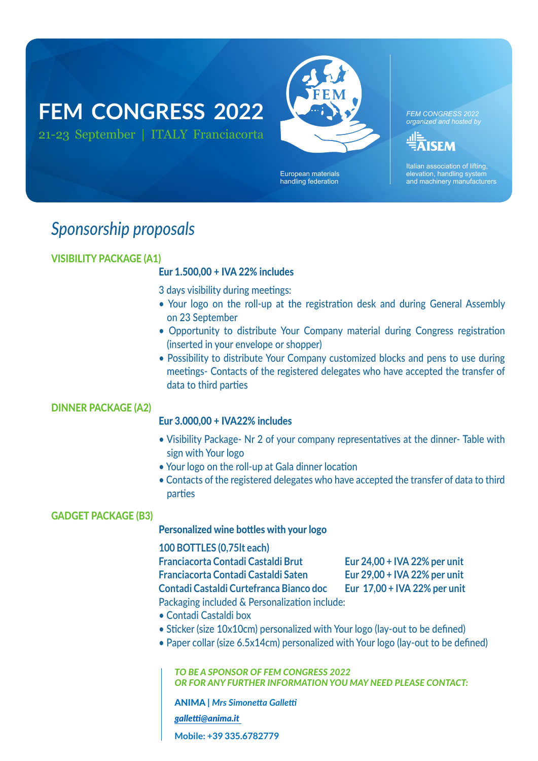# FEM CONGRESS 2022

21-23 September | ITALY Franciacorta

European materials handling federation

*FEM CONGRESS 2022 organized and hosted by*

AISEM

Italian association of lifting, elevation, handling system and machinery manufacturers

## *Sponsorship proposals*

### VISIBILITY PACKAGE (A1)

**Eur 1.500,00 + IVA 22% includes**

3 days visibility during meetings:

- Your logo on the roll-up at the registration desk and during General Assembly on 23 September
- Opportunity to distribute Your Company material during Congress registration (inserted in your envelope or shopper)
- Possibility to distribute Your Company customized blocks and pens to use during meetings- Contacts of the registered delegates who have accepted the transfer of data to third parties

### DINNER PACKAGE (A2)

**Eur 3.000,00 + IVA22% includes**

- Visibility Package- Nr 2 of your company representatives at the dinner- Table with sign with Your logo
- Your logo on the roll-up at Gala dinner location
- Contacts of the registered delegates who have accepted the transfer of data to third parties

### GADGET PACKAGE (B3)

**Personalized wine bottles with your logo**

**100 BOTTLES (0,75lt each)**

| | |
|---|---|
| **Franciacorta Contadi Castaldi Brut** | **Eur 24,00 + IVA 22% per unit** |
| **Franciacorta Contadi Castaldi Saten** | **Eur 29,00 + IVA 22% per unit** |
| **Contadi Castaldi Curtefranca Bianco doc** | **Eur 17,00 + IVA 22% per unit** |

Packaging included & Personalization include:

- Contadi Castaldi box
- Sticker (size 10x10cm) personalized with Your logo (lay-out to be defined)
- Paper collar (size 6.5x14cm) personalized with Your logo (lay-out to be defined)

***TO BE A SPONSOR OF FEM CONGRESS 2022***
***OR FOR ANY FURTHER INFORMATION YOU MAY NEED PLEASE CONTACT:***

**ANIMA |** ***Mrs Simonetta Galletti***

***galletti@anima.it***

**Mobile: +39 335.6782779**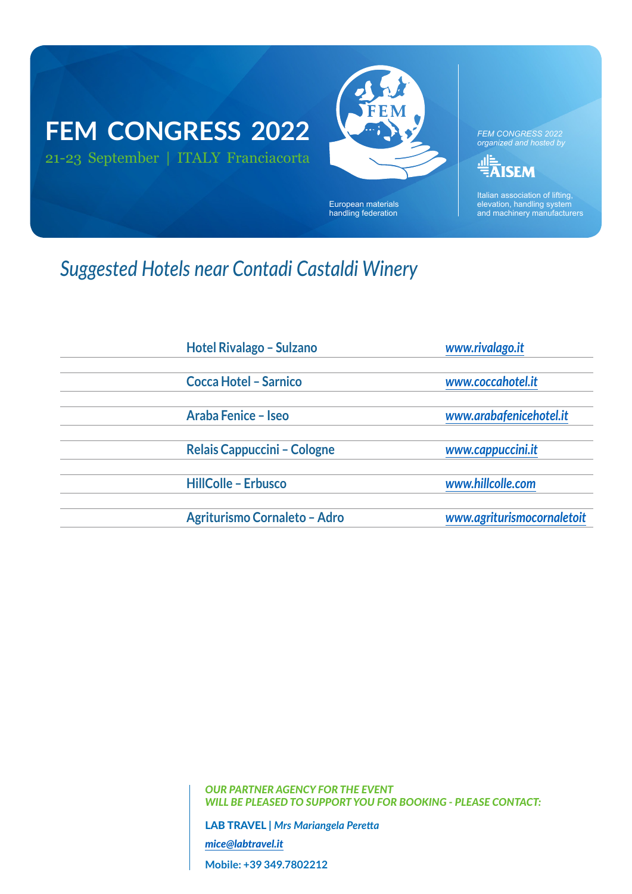# FEM CONGRESS 2022

21-23 September | ITALY Franciacorta

FEM

European materials handling federation

*FEM CONGRESS 2022 organized and hosted by*

AISEM

Italian association of lifting, elevation, handling system and machinery manufacturers

## *Suggested Hotels near Contadi Castaldi Winery*

| | |
|---|---|
| **Hotel Rivalago – Sulzano** | *www.rivalago.it* |
| **Cocca Hotel – Sarnico** | *www.coccahotel.it* |
| **Araba Fenice – Iseo** | *www.arabafenicehotel.it* |
| **Relais Cappuccini – Cologne** | *www.cappuccini.it* |
| **HillColle – Erbusco** | *www.hillcolle.com* |
| **Agriturismo Cornaleto – Adro** | *www.agriturismocornaletoit* |

***OUR PARTNER AGENCY FOR THE EVENT***
***WILL BE PLEASED TO SUPPORT YOU FOR BOOKING - PLEASE CONTACT:***

**LAB TRAVEL |** *Mrs Mariangela Peretta*

*mice@labtravel.it*

**Mobile: +39 349.7802212**